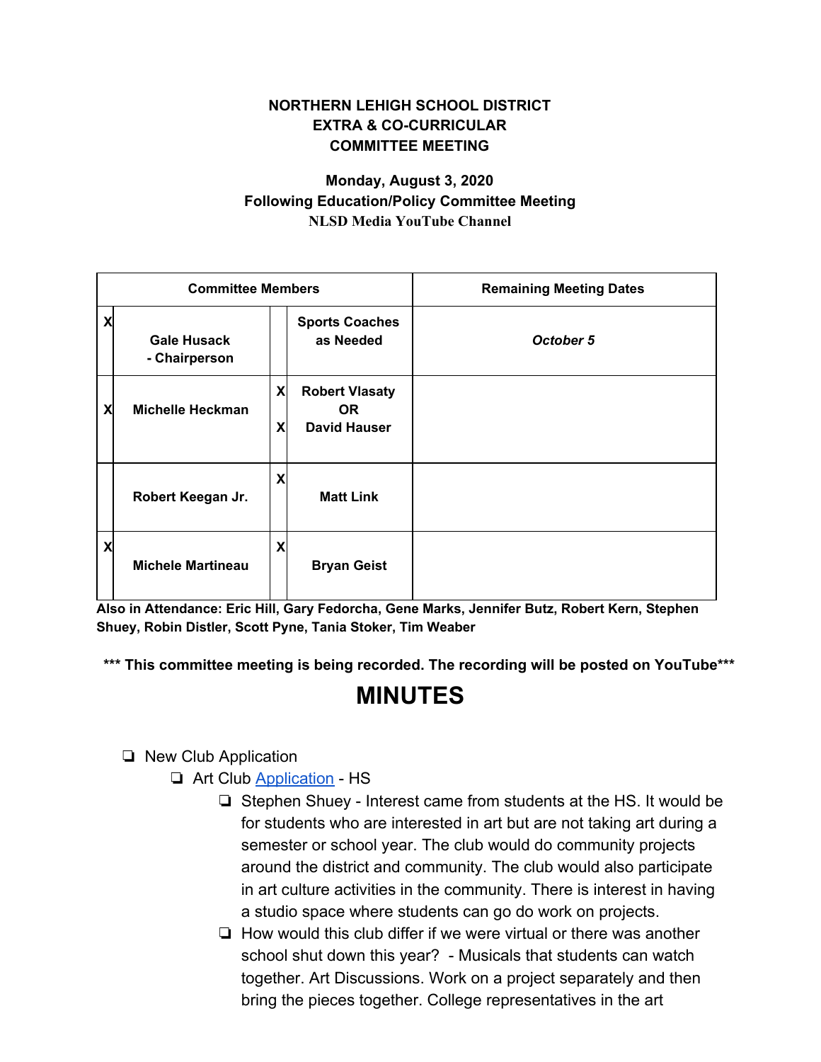**NORTHERN LEHIGH SCHOOL DISTRICT**
**EXTRA & CO-CURRICULAR**
**COMMITTEE MEETING**

**Monday, August 3, 2020**
**Following Education/Policy Committee Meeting**
**NLSD Media YouTube Channel**

| Committee Members | | | | Remaining Meeting Dates |
|---|---|---|---|---|
| X | Gale Husack - Chairperson | | Sports Coaches as Needed | *October 5* |
| X | Michelle Heckman | X<br>X | Robert Vlasaty OR David Hauser | |
| | Robert Keegan Jr. | X | Matt Link | |
| X | Michele Martineau | X | Bryan Geist | |

**Also in Attendance: Eric Hill, Gary Fedorcha, Gene Marks, Jennifer Butz, Robert Kern, Stephen Shuey, Robin Distler, Scott Pyne, Tania Stoker, Tim Weaber**

**\*\*\* This committee meeting is being recorded. The recording will be posted on YouTube\*\*\***

# MINUTES

- New Club Application
  - Art Club Application - HS
    - Stephen Shuey - Interest came from students at the HS. It would be for students who are interested in art but are not taking art during a semester or school year. The club would do community projects around the district and community. The club would also participate in art culture activities in the community. There is interest in having a studio space where students can go do work on projects.
    - How would this club differ if we were virtual or there was another school shut down this year? - Musicals that students can watch together. Art Discussions. Work on a project separately and then bring the pieces together. College representatives in the art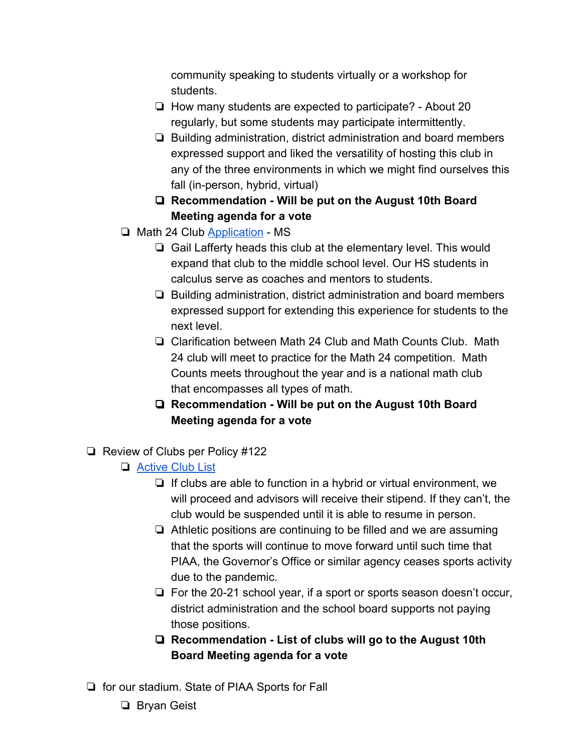- community speaking to students virtually or a workshop for students.
  - How many students are expected to participate? - About 20 regularly, but some students may participate intermittently.
  - Building administration, district administration and board members expressed support and liked the versatility of hosting this club in any of the three environments in which we might find ourselves this fall (in-person, hybrid, virtual)
  - **Recommendation - Will be put on the August 10th Board Meeting agenda for a vote**
- Math 24 Club Application - MS
  - Gail Lafferty heads this club at the elementary level. This would expand that club to the middle school level. Our HS students in calculus serve as coaches and mentors to students.
  - Building administration, district administration and board members expressed support for extending this experience for students to the next level.
  - Clarification between Math 24 Club and Math Counts Club. Math 24 club will meet to practice for the Math 24 competition. Math Counts meets throughout the year and is a national math club that encompasses all types of math.
  - **Recommendation - Will be put on the August 10th Board Meeting agenda for a vote**

- Review of Clubs per Policy #122
  - Active Club List
    - If clubs are able to function in a hybrid or virtual environment, we will proceed and advisors will receive their stipend. If they can't, the club would be suspended until it is able to resume in person.
    - Athletic positions are continuing to be filled and we are assuming that the sports will continue to move forward until such time that PIAA, the Governor's Office or similar agency ceases sports activity due to the pandemic.
    - For the 20-21 school year, if a sport or sports season doesn't occur, district administration and the school board supports not paying those positions.
    - **Recommendation - List of clubs will go to the August 10th Board Meeting agenda for a vote**

- for our stadium. State of PIAA Sports for Fall
  - Bryan Geist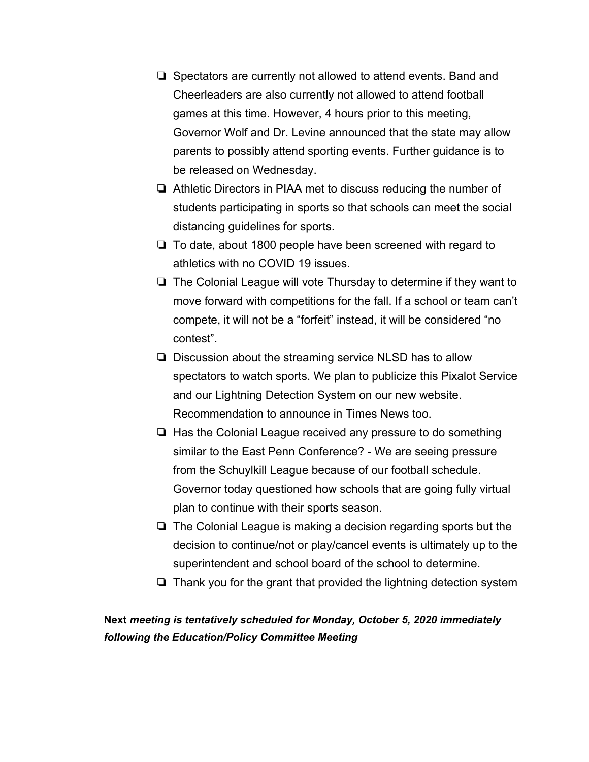- Spectators are currently not allowed to attend events. Band and Cheerleaders are also currently not allowed to attend football games at this time. However, 4 hours prior to this meeting, Governor Wolf and Dr. Levine announced that the state may allow parents to possibly attend sporting events. Further guidance is to be released on Wednesday.
- Athletic Directors in PIAA met to discuss reducing the number of students participating in sports so that schools can meet the social distancing guidelines for sports.
- To date, about 1800 people have been screened with regard to athletics with no COVID 19 issues.
- The Colonial League will vote Thursday to determine if they want to move forward with competitions for the fall. If a school or team can't compete, it will not be a "forfeit" instead, it will be considered "no contest".
- Discussion about the streaming service NLSD has to allow spectators to watch sports. We plan to publicize this Pixalot Service and our Lightning Detection System on our new website. Recommendation to announce in Times News too.
- Has the Colonial League received any pressure to do something similar to the East Penn Conference? - We are seeing pressure from the Schuylkill League because of our football schedule. Governor today questioned how schools that are going fully virtual plan to continue with their sports season.
- The Colonial League is making a decision regarding sports but the decision to continue/not or play/cancel events is ultimately up to the superintendent and school board of the school to determine.
- Thank you for the grant that provided the lightning detection system

**Next** ***meeting is tentatively scheduled for Monday, October 5, 2020 immediately following the Education/Policy Committee Meeting***